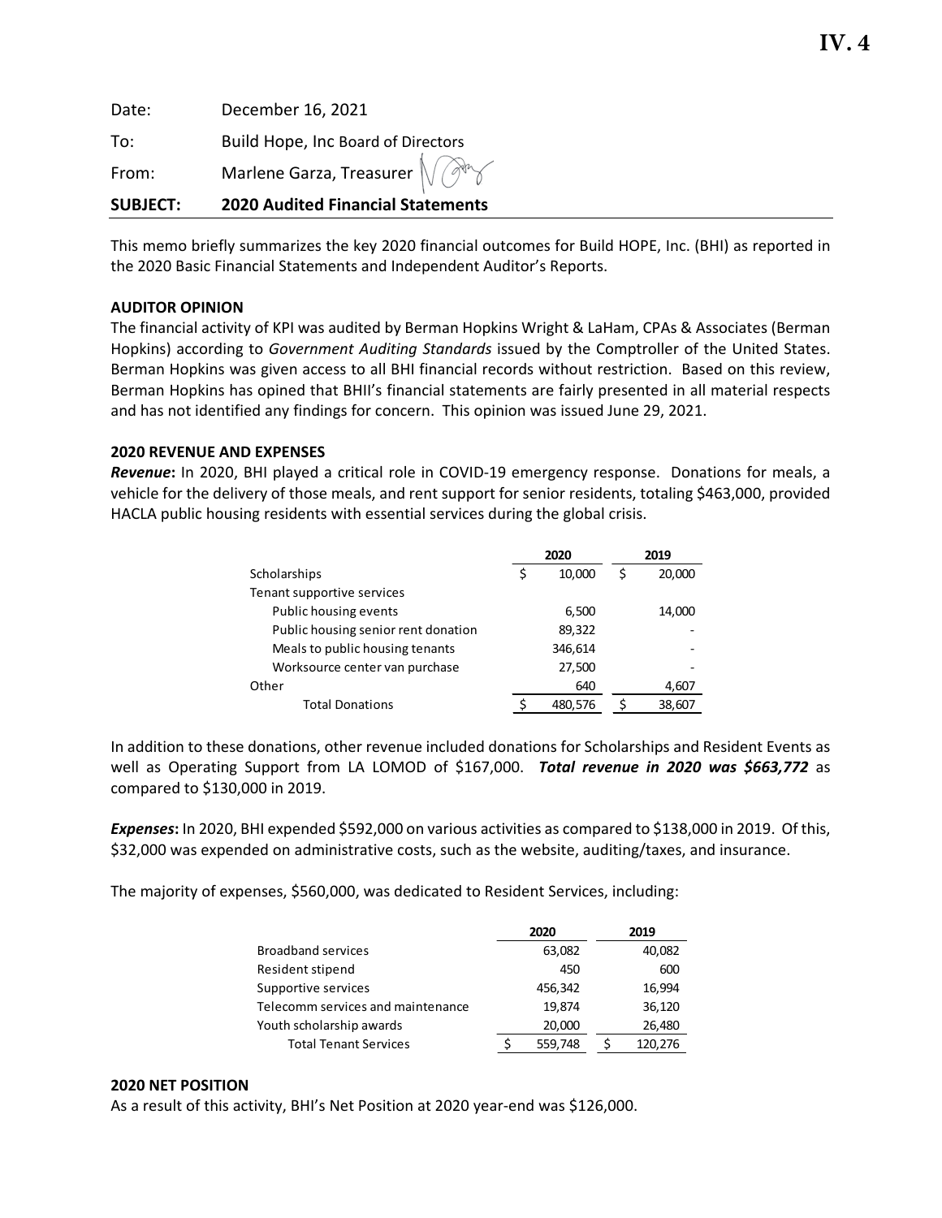IV. 4

| | |
|---|---|
| Date: | December 16, 2021 |
| To: | Build Hope, Inc Board of Directors |
| From: | Marlene Garza, Treasurer |
| **SUBJECT:** | **2020 Audited Financial Statements** |

This memo briefly summarizes the key 2020 financial outcomes for Build HOPE, Inc. (BHI) as reported in the 2020 Basic Financial Statements and Independent Auditor's Reports.

**AUDITOR OPINION**

The financial activity of KPI was audited by Berman Hopkins Wright & LaHam, CPAs & Associates (Berman Hopkins) according to *Government Auditing Standards* issued by the Comptroller of the United States. Berman Hopkins was given access to all BHI financial records without restriction. Based on this review, Berman Hopkins has opined that BHII's financial statements are fairly presented in all material respects and has not identified any findings for concern. This opinion was issued June 29, 2021.

**2020 REVENUE AND EXPENSES**

***Revenue*:** In 2020, BHI played a critical role in COVID-19 emergency response. Donations for meals, a vehicle for the delivery of those meals, and rent support for senior residents, totaling $463,000, provided HACLA public housing residents with essential services during the global crisis.

| | 2020 | 2019 |
|---|---|---|
| Scholarships | $ 10,000 | $ 20,000 |
| Tenant supportive services | | |
| Public housing events | 6,500 | 14,000 |
| Public housing senior rent donation | 89,322 | - |
| Meals to public housing tenants | 346,614 | - |
| Worksource center van purchase | 27,500 | - |
| Other | 640 | 4,607 |
| Total Donations | $ 480,576 | $ 38,607 |

In addition to these donations, other revenue included donations for Scholarships and Resident Events as well as Operating Support from LA LOMOD of $167,000. ***Total revenue in 2020 was $663,772*** as compared to $130,000 in 2019.

***Expenses*:** In 2020, BHI expended $592,000 on various activities as compared to $138,000 in 2019. Of this, $32,000 was expended on administrative costs, such as the website, auditing/taxes, and insurance.

The majority of expenses, $560,000, was dedicated to Resident Services, including:

| | 2020 | 2019 |
|---|---|---|
| Broadband services | 63,082 | 40,082 |
| Resident stipend | 450 | 600 |
| Supportive services | 456,342 | 16,994 |
| Telecomm services and maintenance | 19,874 | 36,120 |
| Youth scholarship awards | 20,000 | 26,480 |
| Total Tenant Services | $ 559,748 | $ 120,276 |

**2020 NET POSITION**

As a result of this activity, BHI's Net Position at 2020 year-end was $126,000.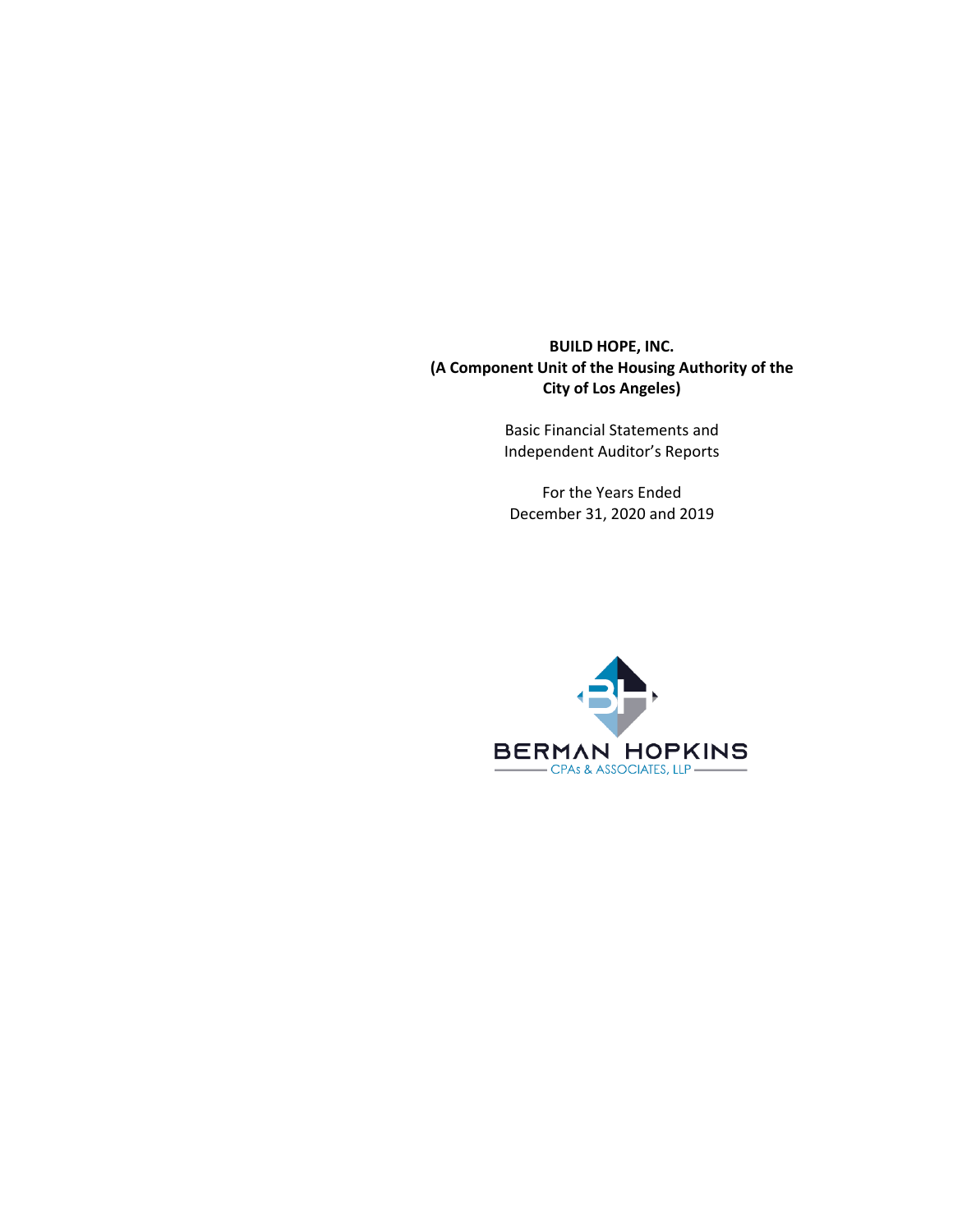**BUILD HOPE, INC.**
**(A Component Unit of the Housing Authority of the City of Los Angeles)**

Basic Financial Statements and
Independent Auditor's Reports

For the Years Ended
December 31, 2020 and 2019

BERMAN HOPKINS
CPAs & ASSOCIATES, LLP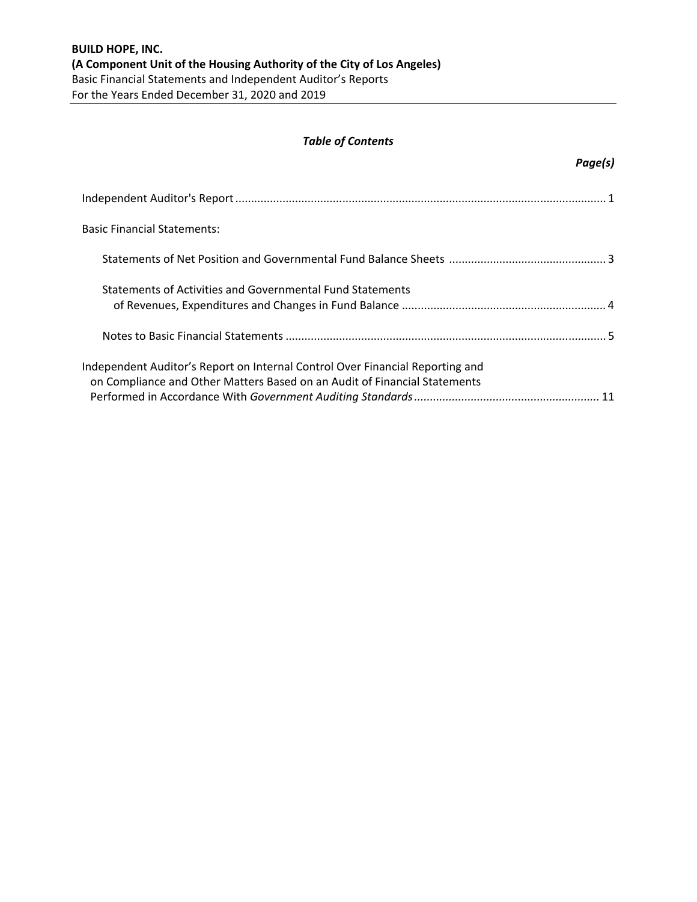**BUILD HOPE, INC.**
**(A Component Unit of the Housing Authority of the City of Los Angeles)**
Basic Financial Statements and Independent Auditor's Reports
For the Years Ended December 31, 2020 and 2019

***Table of Contents***

| | ***Page(s)*** |
|---|---|
| Independent Auditor's Report | 1 |
| Basic Financial Statements: | |
| Statements of Net Position and Governmental Fund Balance Sheets | 3 |
| Statements of Activities and Governmental Fund Statements of Revenues, Expenditures and Changes in Fund Balance | 4 |
| Notes to Basic Financial Statements | 5 |
| Independent Auditor's Report on Internal Control Over Financial Reporting and on Compliance and Other Matters Based on an Audit of Financial Statements Performed in Accordance With *Government Auditing Standards* | 11 |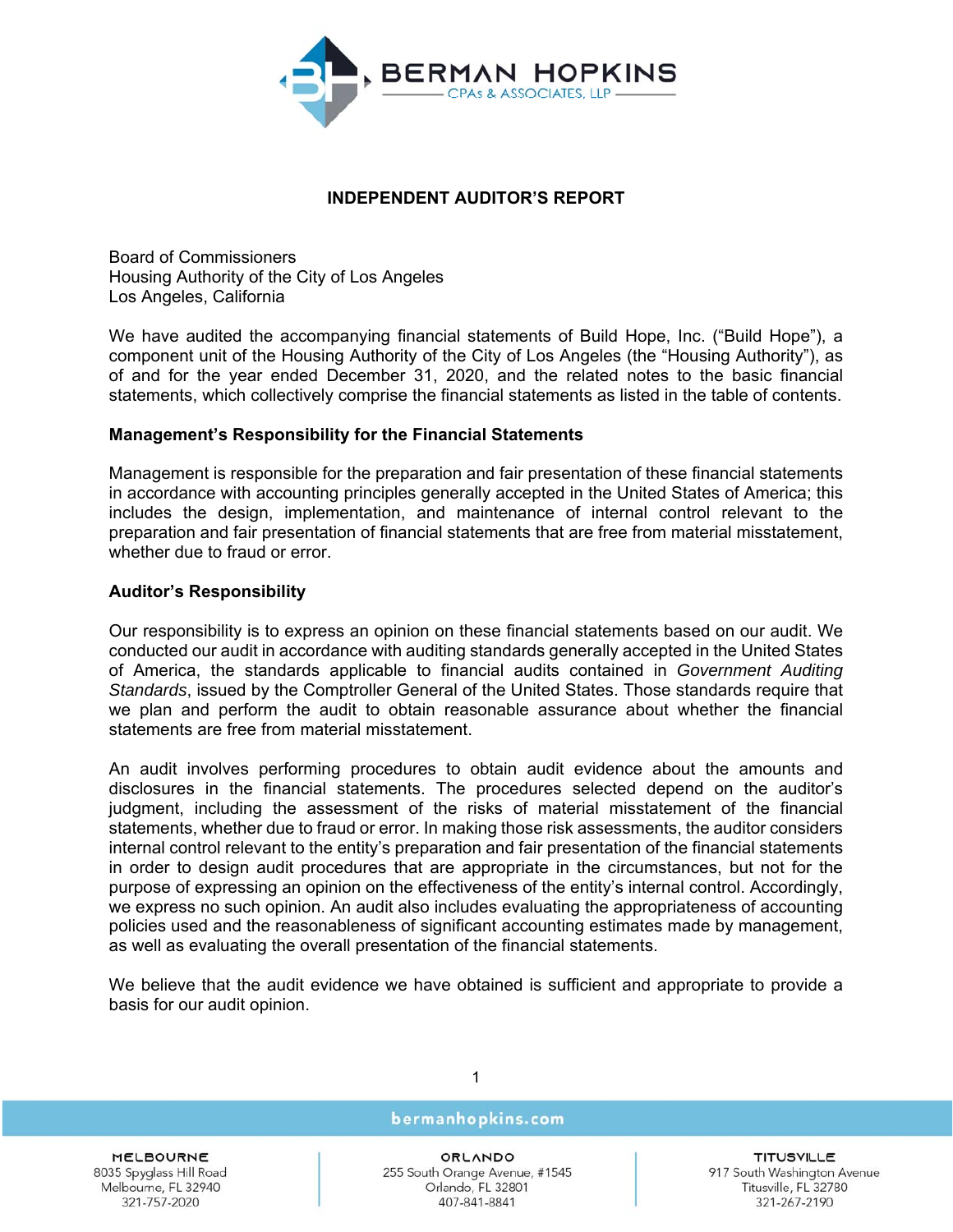# INDEPENDENT AUDITOR'S REPORT

Board of Commissioners
Housing Authority of the City of Los Angeles
Los Angeles, California

We have audited the accompanying financial statements of Build Hope, Inc. ("Build Hope"), a component unit of the Housing Authority of the City of Los Angeles (the "Housing Authority"), as of and for the year ended December 31, 2020, and the related notes to the basic financial statements, which collectively comprise the financial statements as listed in the table of contents.

## Management's Responsibility for the Financial Statements

Management is responsible for the preparation and fair presentation of these financial statements in accordance with accounting principles generally accepted in the United States of America; this includes the design, implementation, and maintenance of internal control relevant to the preparation and fair presentation of financial statements that are free from material misstatement, whether due to fraud or error.

## Auditor's Responsibility

Our responsibility is to express an opinion on these financial statements based on our audit. We conducted our audit in accordance with auditing standards generally accepted in the United States of America, the standards applicable to financial audits contained in *Government Auditing Standards*, issued by the Comptroller General of the United States. Those standards require that we plan and perform the audit to obtain reasonable assurance about whether the financial statements are free from material misstatement.

An audit involves performing procedures to obtain audit evidence about the amounts and disclosures in the financial statements. The procedures selected depend on the auditor's judgment, including the assessment of the risks of material misstatement of the financial statements, whether due to fraud or error. In making those risk assessments, the auditor considers internal control relevant to the entity's preparation and fair presentation of the financial statements in order to design audit procedures that are appropriate in the circumstances, but not for the purpose of expressing an opinion on the effectiveness of the entity's internal control. Accordingly, we express no such opinion. An audit also includes evaluating the appropriateness of accounting policies used and the reasonableness of significant accounting estimates made by management, as well as evaluating the overall presentation of the financial statements.

We believe that the audit evidence we have obtained is sufficient and appropriate to provide a basis for our audit opinion.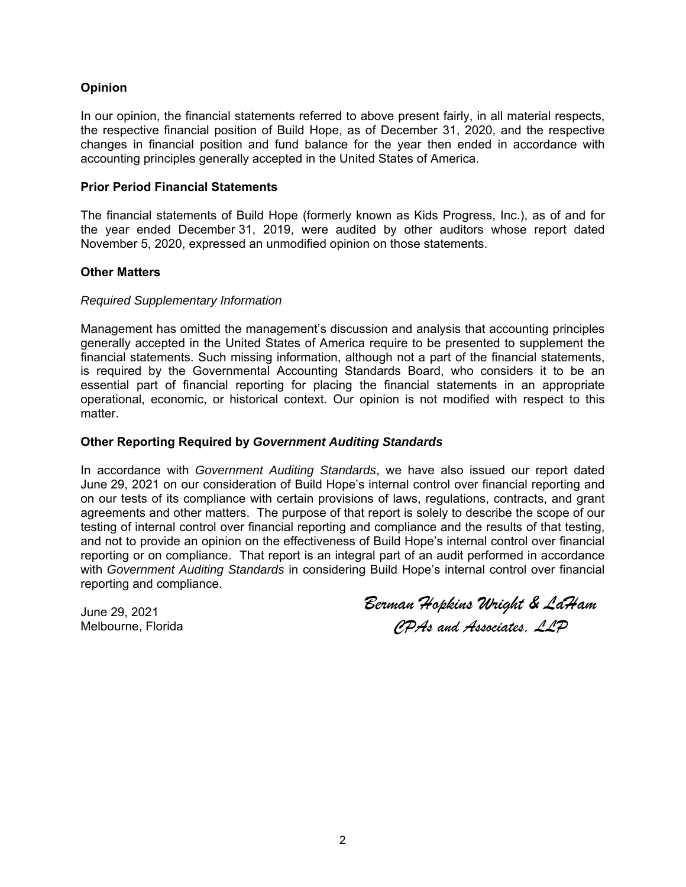**Opinion**

In our opinion, the financial statements referred to above present fairly, in all material respects, the respective financial position of Build Hope, as of December 31, 2020, and the respective changes in financial position and fund balance for the year then ended in accordance with accounting principles generally accepted in the United States of America.

**Prior Period Financial Statements**

The financial statements of Build Hope (formerly known as Kids Progress, Inc.), as of and for the year ended December 31, 2019, were audited by other auditors whose report dated November 5, 2020, expressed an unmodified opinion on those statements.

**Other Matters**

*Required Supplementary Information*

Management has omitted the management's discussion and analysis that accounting principles generally accepted in the United States of America require to be presented to supplement the financial statements. Such missing information, although not a part of the financial statements, is required by the Governmental Accounting Standards Board, who considers it to be an essential part of financial reporting for placing the financial statements in an appropriate operational, economic, or historical context. Our opinion is not modified with respect to this matter.

**Other Reporting Required by *Government Auditing Standards***

In accordance with *Government Auditing Standards*, we have also issued our report dated June 29, 2021 on our consideration of Build Hope's internal control over financial reporting and on our tests of its compliance with certain provisions of laws, regulations, contracts, and grant agreements and other matters. The purpose of that report is solely to describe the scope of our testing of internal control over financial reporting and compliance and the results of that testing, and not to provide an opinion on the effectiveness of Build Hope's internal control over financial reporting or on compliance. That report is an integral part of an audit performed in accordance with *Government Auditing Standards* in considering Build Hope's internal control over financial reporting and compliance.

*Berman Hopkins Wright & LaHam*
*CPAs and Associates, LLP*

June 29, 2021
Melbourne, Florida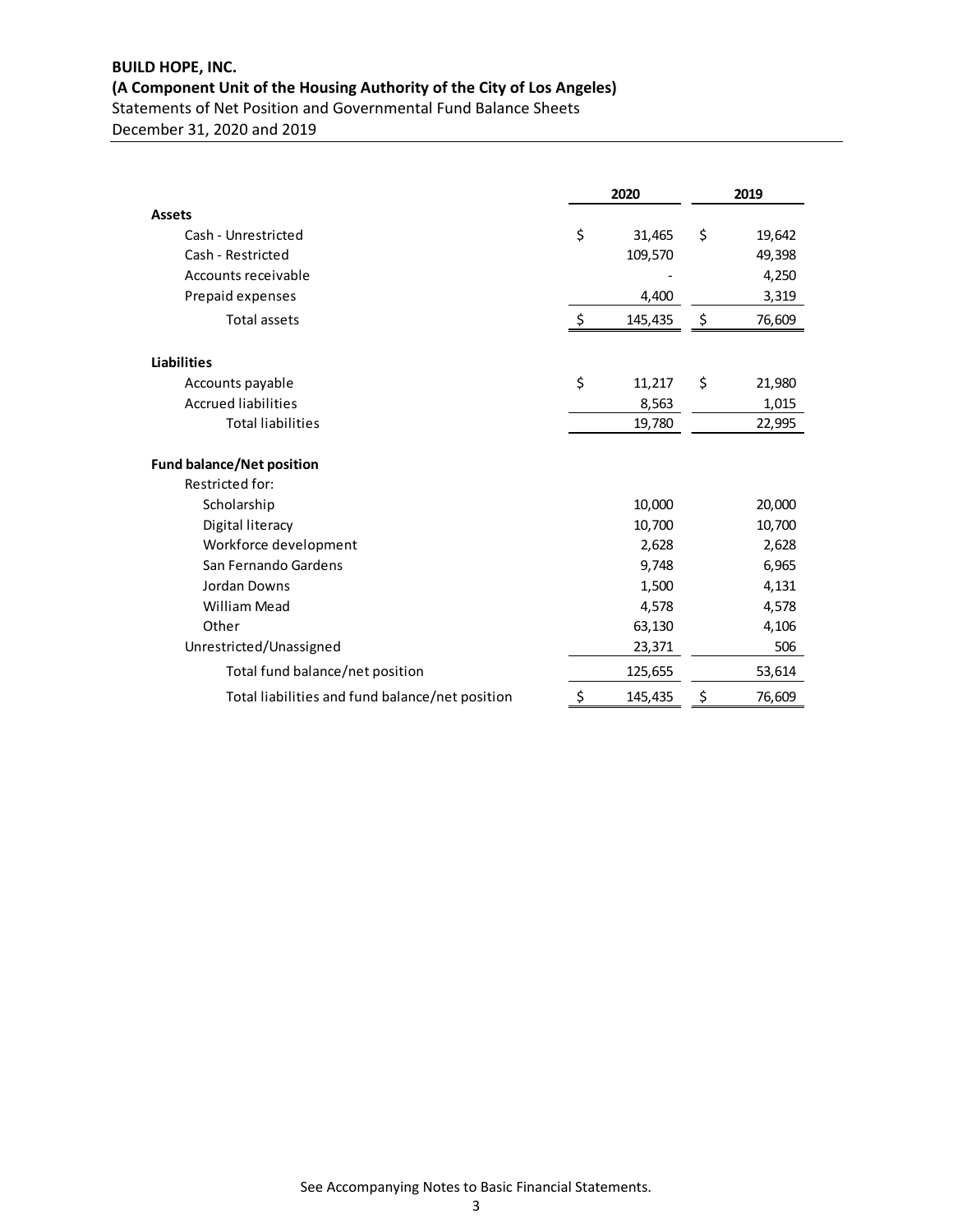**BUILD HOPE, INC.**
**(A Component Unit of the Housing Authority of the City of Los Angeles)**
Statements of Net Position and Governmental Fund Balance Sheets
December 31, 2020 and 2019

| | 2020 | 2019 |
|---|---|---|
| **Assets** | | |
| Cash - Unrestricted | $ 31,465 | $ 19,642 |
| Cash - Restricted | 109,570 | 49,398 |
| Accounts receivable | - | 4,250 |
| Prepaid expenses | 4,400 | 3,319 |
| Total assets | $ 145,435 | $ 76,609 |
| **Liabilities** | | |
| Accounts payable | $ 11,217 | $ 21,980 |
| Accrued liabilities | 8,563 | 1,015 |
| Total liabilities | 19,780 | 22,995 |
| **Fund balance/Net position** | | |
| Restricted for: | | |
| Scholarship | 10,000 | 20,000 |
| Digital literacy | 10,700 | 10,700 |
| Workforce development | 2,628 | 2,628 |
| San Fernando Gardens | 9,748 | 6,965 |
| Jordan Downs | 1,500 | 4,131 |
| William Mead | 4,578 | 4,578 |
| Other | 63,130 | 4,106 |
| Unrestricted/Unassigned | 23,371 | 506 |
| Total fund balance/net position | 125,655 | 53,614 |
| Total liabilities and fund balance/net position | $ 145,435 | $ 76,609 |

See Accompanying Notes to Basic Financial Statements.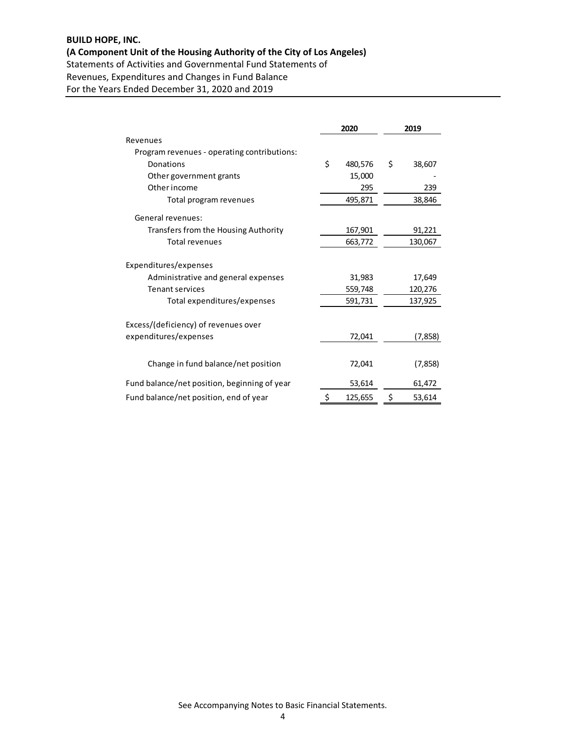**BUILD HOPE, INC.**
**(A Component Unit of the Housing Authority of the City of Los Angeles)**
Statements of Activities and Governmental Fund Statements of
Revenues, Expenditures and Changes in Fund Balance
For the Years Ended December 31, 2020 and 2019

| | 2020 | 2019 |
|---|---|---|
| Revenues | | |
| Program revenues - operating contributions: | | |
| Donations | $ 480,576 | $ 38,607 |
| Other government grants | 15,000 | - |
| Other income | 295 | 239 |
| Total program revenues | 495,871 | 38,846 |
| General revenues: | | |
| Transfers from the Housing Authority | 167,901 | 91,221 |
| Total revenues | 663,772 | 130,067 |
| Expenditures/expenses | | |
| Administrative and general expenses | 31,983 | 17,649 |
| Tenant services | 559,748 | 120,276 |
| Total expenditures/expenses | 591,731 | 137,925 |
| Excess/(deficiency) of revenues over expenditures/expenses | 72,041 | (7,858) |
| Change in fund balance/net position | 72,041 | (7,858) |
| Fund balance/net position, beginning of year | 53,614 | 61,472 |
| Fund balance/net position, end of year | $ 125,655 | $ 53,614 |

See Accompanying Notes to Basic Financial Statements.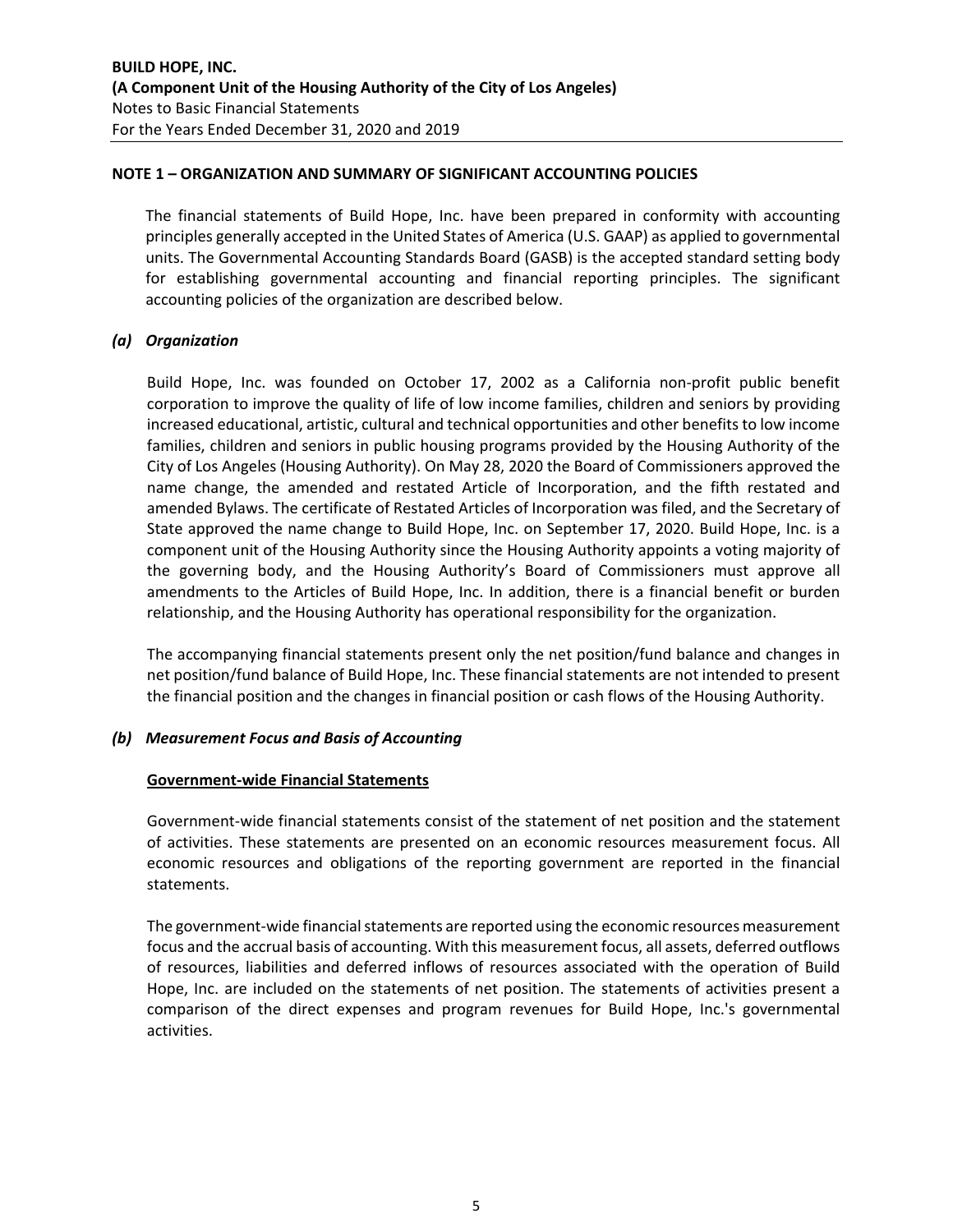## NOTE 1 – ORGANIZATION AND SUMMARY OF SIGNIFICANT ACCOUNTING POLICIES

The financial statements of Build Hope, Inc. have been prepared in conformity with accounting principles generally accepted in the United States of America (U.S. GAAP) as applied to governmental units. The Governmental Accounting Standards Board (GASB) is the accepted standard setting body for establishing governmental accounting and financial reporting principles. The significant accounting policies of the organization are described below.

### *(a) Organization*

Build Hope, Inc. was founded on October 17, 2002 as a California non-profit public benefit corporation to improve the quality of life of low income families, children and seniors by providing increased educational, artistic, cultural and technical opportunities and other benefits to low income families, children and seniors in public housing programs provided by the Housing Authority of the City of Los Angeles (Housing Authority). On May 28, 2020 the Board of Commissioners approved the name change, the amended and restated Article of Incorporation, and the fifth restated and amended Bylaws. The certificate of Restated Articles of Incorporation was filed, and the Secretary of State approved the name change to Build Hope, Inc. on September 17, 2020. Build Hope, Inc. is a component unit of the Housing Authority since the Housing Authority appoints a voting majority of the governing body, and the Housing Authority's Board of Commissioners must approve all amendments to the Articles of Build Hope, Inc. In addition, there is a financial benefit or burden relationship, and the Housing Authority has operational responsibility for the organization.

The accompanying financial statements present only the net position/fund balance and changes in net position/fund balance of Build Hope, Inc. These financial statements are not intended to present the financial position and the changes in financial position or cash flows of the Housing Authority.

### *(b) Measurement Focus and Basis of Accounting*

**Government-wide Financial Statements**

Government-wide financial statements consist of the statement of net position and the statement of activities. These statements are presented on an economic resources measurement focus. All economic resources and obligations of the reporting government are reported in the financial statements.

The government-wide financial statements are reported using the economic resources measurement focus and the accrual basis of accounting. With this measurement focus, all assets, deferred outflows of resources, liabilities and deferred inflows of resources associated with the operation of Build Hope, Inc. are included on the statements of net position. The statements of activities present a comparison of the direct expenses and program revenues for Build Hope, Inc.'s governmental activities.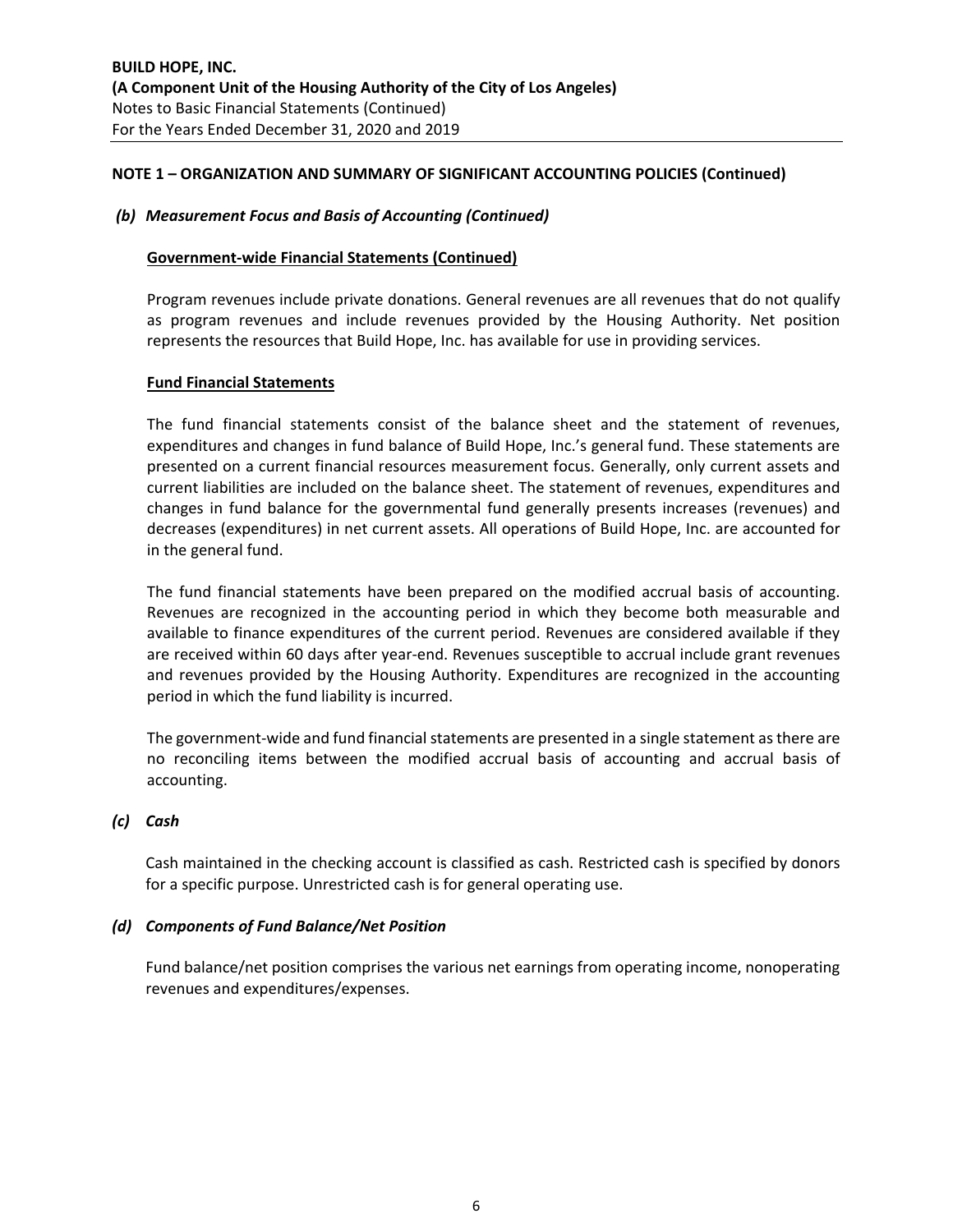## NOTE 1 – ORGANIZATION AND SUMMARY OF SIGNIFICANT ACCOUNTING POLICIES (Continued)

### *(b) Measurement Focus and Basis of Accounting (Continued)*

**Government-wide Financial Statements (Continued)**

Program revenues include private donations. General revenues are all revenues that do not qualify as program revenues and include revenues provided by the Housing Authority. Net position represents the resources that Build Hope, Inc. has available for use in providing services.

**Fund Financial Statements**

The fund financial statements consist of the balance sheet and the statement of revenues, expenditures and changes in fund balance of Build Hope, Inc.'s general fund. These statements are presented on a current financial resources measurement focus. Generally, only current assets and current liabilities are included on the balance sheet. The statement of revenues, expenditures and changes in fund balance for the governmental fund generally presents increases (revenues) and decreases (expenditures) in net current assets. All operations of Build Hope, Inc. are accounted for in the general fund.

The fund financial statements have been prepared on the modified accrual basis of accounting. Revenues are recognized in the accounting period in which they become both measurable and available to finance expenditures of the current period. Revenues are considered available if they are received within 60 days after year-end. Revenues susceptible to accrual include grant revenues and revenues provided by the Housing Authority. Expenditures are recognized in the accounting period in which the fund liability is incurred.

The government-wide and fund financial statements are presented in a single statement as there are no reconciling items between the modified accrual basis of accounting and accrual basis of accounting.

### *(c) Cash*

Cash maintained in the checking account is classified as cash. Restricted cash is specified by donors for a specific purpose. Unrestricted cash is for general operating use.

### *(d) Components of Fund Balance/Net Position*

Fund balance/net position comprises the various net earnings from operating income, nonoperating revenues and expenditures/expenses.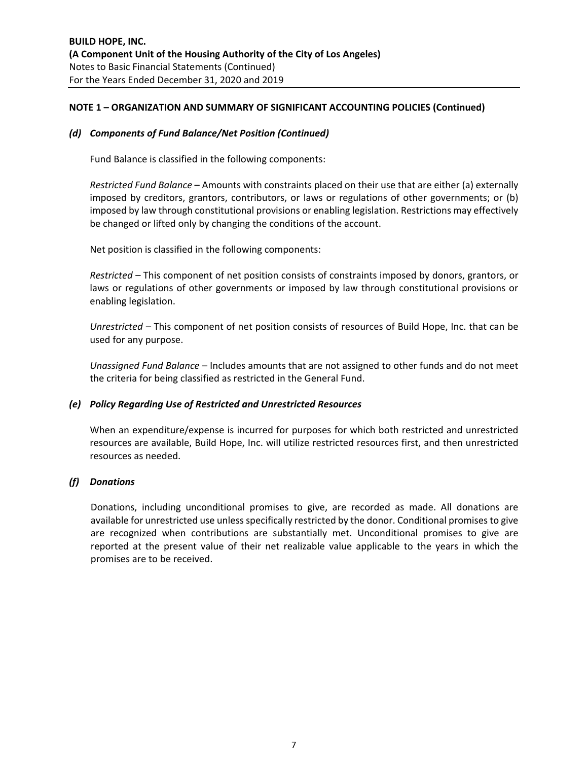## NOTE 1 – ORGANIZATION AND SUMMARY OF SIGNIFICANT ACCOUNTING POLICIES (Continued)

### *(d) Components of Fund Balance/Net Position (Continued)*

Fund Balance is classified in the following components:

*Restricted Fund Balance* – Amounts with constraints placed on their use that are either (a) externally imposed by creditors, grantors, contributors, or laws or regulations of other governments; or (b) imposed by law through constitutional provisions or enabling legislation. Restrictions may effectively be changed or lifted only by changing the conditions of the account.

Net position is classified in the following components:

*Restricted* – This component of net position consists of constraints imposed by donors, grantors, or laws or regulations of other governments or imposed by law through constitutional provisions or enabling legislation.

*Unrestricted* – This component of net position consists of resources of Build Hope, Inc. that can be used for any purpose.

*Unassigned Fund Balance* – Includes amounts that are not assigned to other funds and do not meet the criteria for being classified as restricted in the General Fund.

### *(e) Policy Regarding Use of Restricted and Unrestricted Resources*

When an expenditure/expense is incurred for purposes for which both restricted and unrestricted resources are available, Build Hope, Inc. will utilize restricted resources first, and then unrestricted resources as needed.

### *(f) Donations*

Donations, including unconditional promises to give, are recorded as made. All donations are available for unrestricted use unless specifically restricted by the donor. Conditional promises to give are recognized when contributions are substantially met. Unconditional promises to give are reported at the present value of their net realizable value applicable to the years in which the promises are to be received.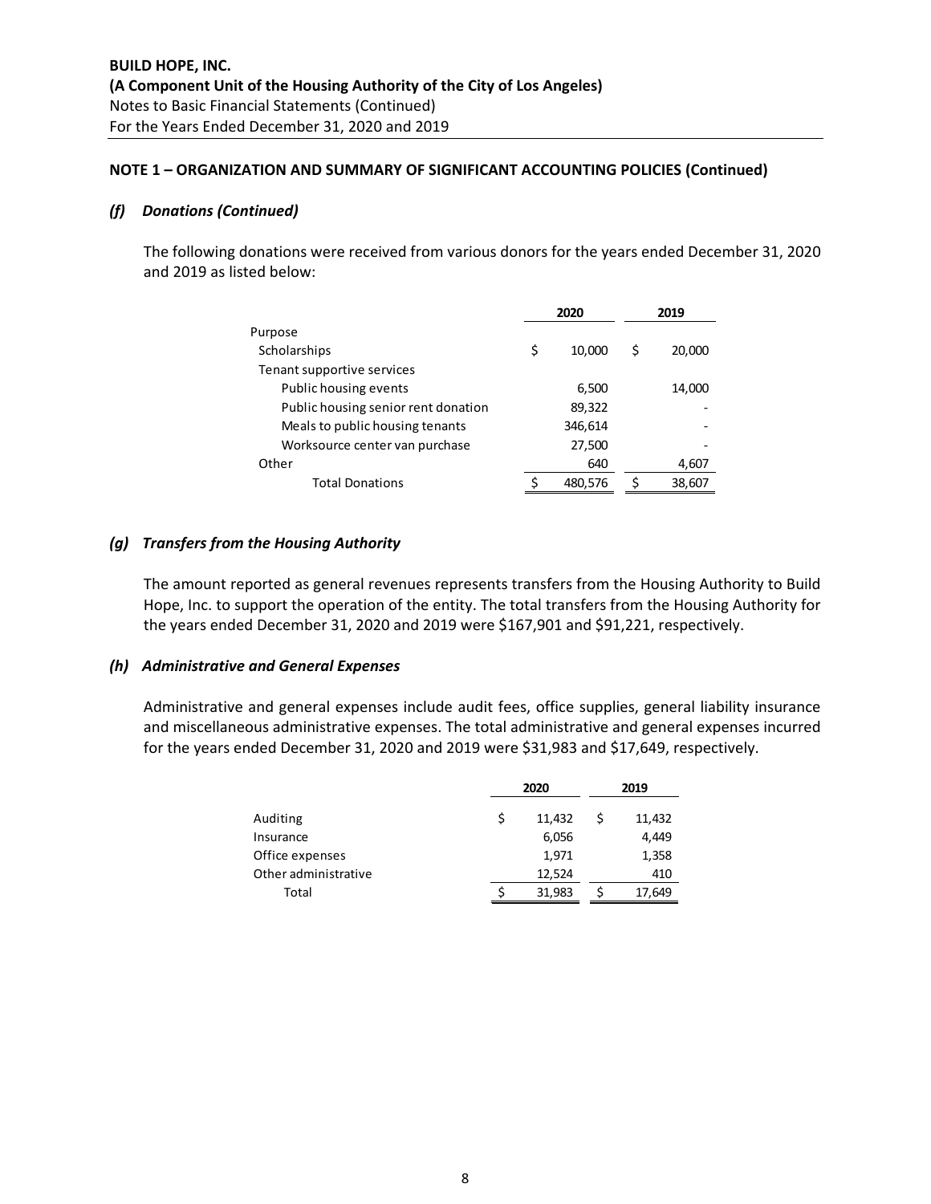**BUILD HOPE, INC.**
**(A Component Unit of the Housing Authority of the City of Los Angeles)**
Notes to Basic Financial Statements (Continued)
For the Years Ended December 31, 2020 and 2019

**NOTE 1 – ORGANIZATION AND SUMMARY OF SIGNIFICANT ACCOUNTING POLICIES (Continued)**

***(f) Donations (Continued)***

The following donations were received from various donors for the years ended December 31, 2020 and 2019 as listed below:

| | 2020 | 2019 |
|---|---|---|
| Purpose | | |
| Scholarships | $ 10,000 | $ 20,000 |
| Tenant supportive services | | |
| Public housing events | 6,500 | 14,000 |
| Public housing senior rent donation | 89,322 | - |
| Meals to public housing tenants | 346,614 | - |
| Worksource center van purchase | 27,500 | - |
| Other | 640 | 4,607 |
| Total Donations | $ 480,576 | $ 38,607 |

***(g) Transfers from the Housing Authority***

The amount reported as general revenues represents transfers from the Housing Authority to Build Hope, Inc. to support the operation of the entity. The total transfers from the Housing Authority for the years ended December 31, 2020 and 2019 were $167,901 and $91,221, respectively.

***(h) Administrative and General Expenses***

Administrative and general expenses include audit fees, office supplies, general liability insurance and miscellaneous administrative expenses. The total administrative and general expenses incurred for the years ended December 31, 2020 and 2019 were $31,983 and $17,649, respectively.

| | 2020 | 2019 |
|---|---|---|
| Auditing | $ 11,432 | $ 11,432 |
| Insurance | 6,056 | 4,449 |
| Office expenses | 1,971 | 1,358 |
| Other administrative | 12,524 | 410 |
| Total | $ 31,983 | $ 17,649 |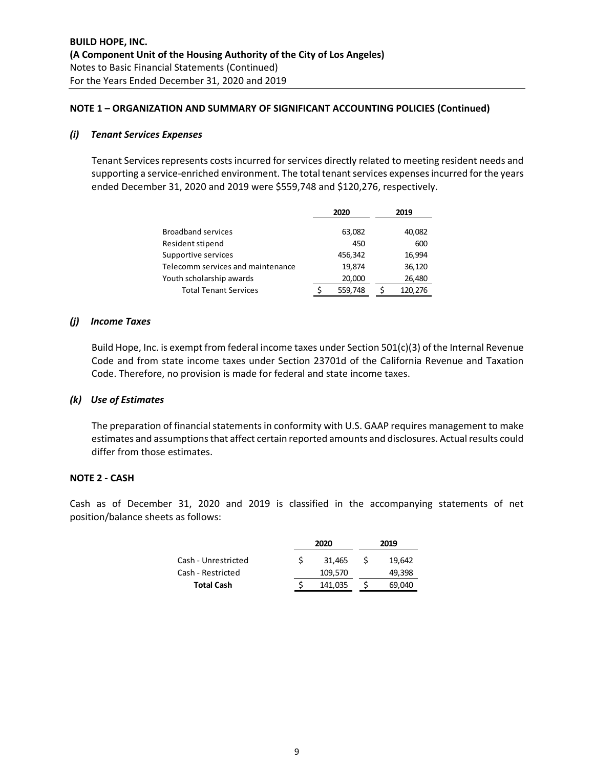**BUILD HOPE, INC.**
**(A Component Unit of the Housing Authority of the City of Los Angeles)**
Notes to Basic Financial Statements (Continued)
For the Years Ended December 31, 2020 and 2019

**NOTE 1 – ORGANIZATION AND SUMMARY OF SIGNIFICANT ACCOUNTING POLICIES (Continued)**

***(i) Tenant Services Expenses***

Tenant Services represents costs incurred for services directly related to meeting resident needs and supporting a service-enriched environment. The total tenant services expenses incurred for the years ended December 31, 2020 and 2019 were $559,748 and $120,276, respectively.

| | 2020 | 2019 |
|---|---|---|
| Broadband services | 63,082 | 40,082 |
| Resident stipend | 450 | 600 |
| Supportive services | 456,342 | 16,994 |
| Telecomm services and maintenance | 19,874 | 36,120 |
| Youth scholarship awards | 20,000 | 26,480 |
| Total Tenant Services | $ 559,748 | $ 120,276 |

***(j) Income Taxes***

Build Hope, Inc. is exempt from federal income taxes under Section 501(c)(3) of the Internal Revenue Code and from state income taxes under Section 23701d of the California Revenue and Taxation Code. Therefore, no provision is made for federal and state income taxes.

***(k) Use of Estimates***

The preparation of financial statements in conformity with U.S. GAAP requires management to make estimates and assumptions that affect certain reported amounts and disclosures. Actual results could differ from those estimates.

**NOTE 2 - CASH**

Cash as of December 31, 2020 and 2019 is classified in the accompanying statements of net position/balance sheets as follows:

| | 2020 | 2019 |
|---|---|---|
| Cash - Unrestricted | $ 31,465 | $ 19,642 |
| Cash - Restricted | 109,570 | 49,398 |
| **Total Cash** | $ 141,035 | $ 69,040 |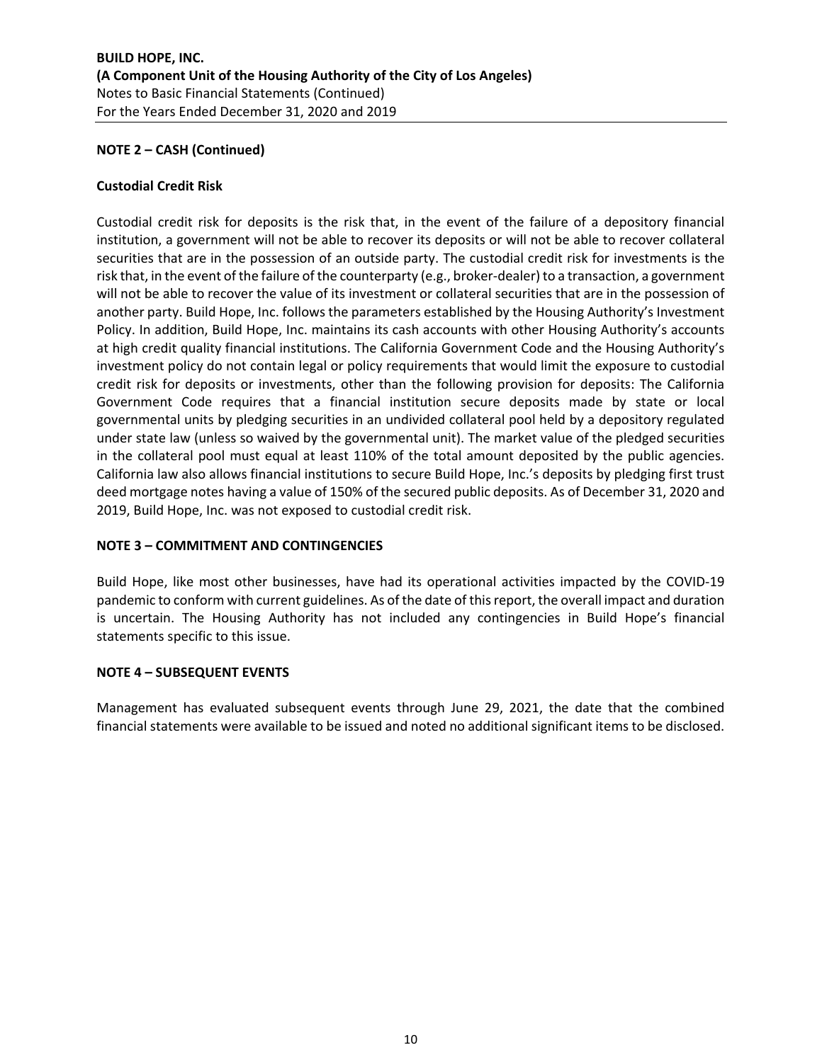## NOTE 2 – CASH (Continued)

### Custodial Credit Risk

Custodial credit risk for deposits is the risk that, in the event of the failure of a depository financial institution, a government will not be able to recover its deposits or will not be able to recover collateral securities that are in the possession of an outside party. The custodial credit risk for investments is the risk that, in the event of the failure of the counterparty (e.g., broker-dealer) to a transaction, a government will not be able to recover the value of its investment or collateral securities that are in the possession of another party. Build Hope, Inc. follows the parameters established by the Housing Authority's Investment Policy. In addition, Build Hope, Inc. maintains its cash accounts with other Housing Authority's accounts at high credit quality financial institutions. The California Government Code and the Housing Authority's investment policy do not contain legal or policy requirements that would limit the exposure to custodial credit risk for deposits or investments, other than the following provision for deposits: The California Government Code requires that a financial institution secure deposits made by state or local governmental units by pledging securities in an undivided collateral pool held by a depository regulated under state law (unless so waived by the governmental unit). The market value of the pledged securities in the collateral pool must equal at least 110% of the total amount deposited by the public agencies. California law also allows financial institutions to secure Build Hope, Inc.'s deposits by pledging first trust deed mortgage notes having a value of 150% of the secured public deposits. As of December 31, 2020 and 2019, Build Hope, Inc. was not exposed to custodial credit risk.

## NOTE 3 – COMMITMENT AND CONTINGENCIES

Build Hope, like most other businesses, have had its operational activities impacted by the COVID-19 pandemic to conform with current guidelines. As of the date of this report, the overall impact and duration is uncertain. The Housing Authority has not included any contingencies in Build Hope's financial statements specific to this issue.

## NOTE 4 – SUBSEQUENT EVENTS

Management has evaluated subsequent events through June 29, 2021, the date that the combined financial statements were available to be issued and noted no additional significant items to be disclosed.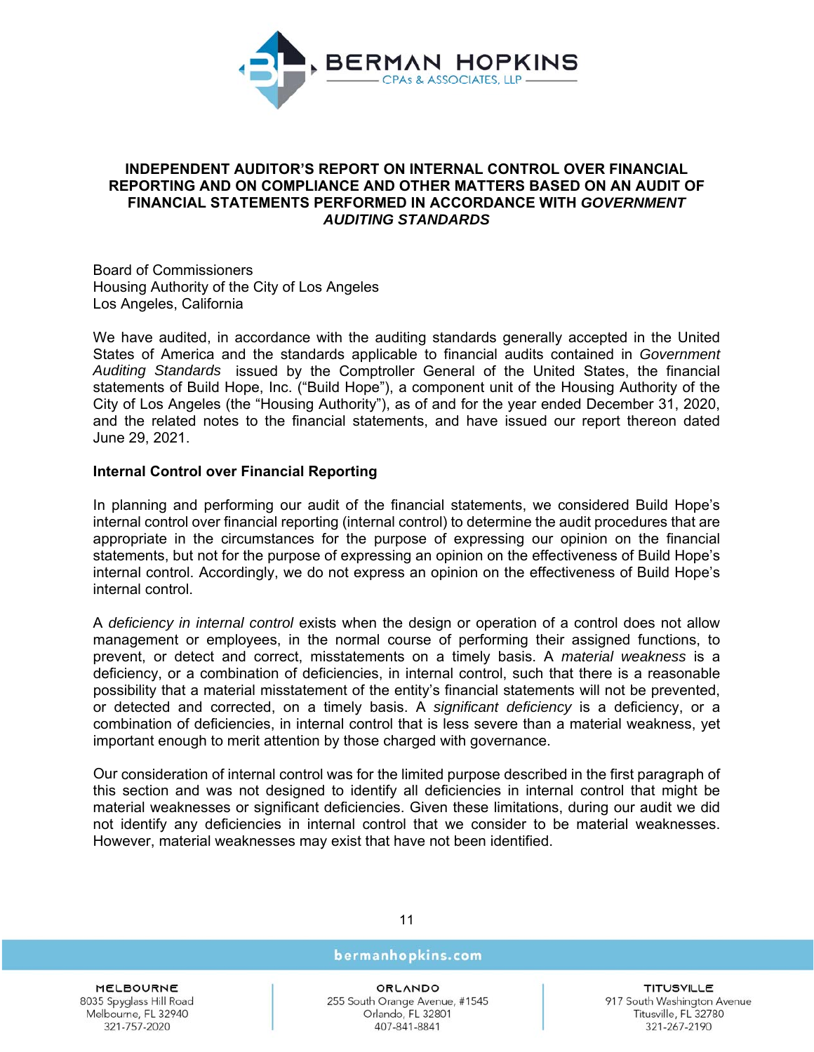# INDEPENDENT AUDITOR'S REPORT ON INTERNAL CONTROL OVER FINANCIAL REPORTING AND ON COMPLIANCE AND OTHER MATTERS BASED ON AN AUDIT OF FINANCIAL STATEMENTS PERFORMED IN ACCORDANCE WITH *GOVERNMENT AUDITING STANDARDS*

Board of Commissioners
Housing Authority of the City of Los Angeles
Los Angeles, California

We have audited, in accordance with the auditing standards generally accepted in the United States of America and the standards applicable to financial audits contained in *Government Auditing Standards* issued by the Comptroller General of the United States, the financial statements of Build Hope, Inc. ("Build Hope"), a component unit of the Housing Authority of the City of Los Angeles (the "Housing Authority"), as of and for the year ended December 31, 2020, and the related notes to the financial statements, and have issued our report thereon dated June 29, 2021.

## Internal Control over Financial Reporting

In planning and performing our audit of the financial statements, we considered Build Hope's internal control over financial reporting (internal control) to determine the audit procedures that are appropriate in the circumstances for the purpose of expressing our opinion on the financial statements, but not for the purpose of expressing an opinion on the effectiveness of Build Hope's internal control. Accordingly, we do not express an opinion on the effectiveness of Build Hope's internal control.

A *deficiency in internal control* exists when the design or operation of a control does not allow management or employees, in the normal course of performing their assigned functions, to prevent, or detect and correct, misstatements on a timely basis. A *material weakness* is a deficiency, or a combination of deficiencies, in internal control, such that there is a reasonable possibility that a material misstatement of the entity's financial statements will not be prevented, or detected and corrected, on a timely basis. A *significant deficiency* is a deficiency, or a combination of deficiencies, in internal control that is less severe than a material weakness, yet important enough to merit attention by those charged with governance.

Our consideration of internal control was for the limited purpose described in the first paragraph of this section and was not designed to identify all deficiencies in internal control that might be material weaknesses or significant deficiencies. Given these limitations, during our audit we did not identify any deficiencies in internal control that we consider to be material weaknesses. However, material weaknesses may exist that have not been identified.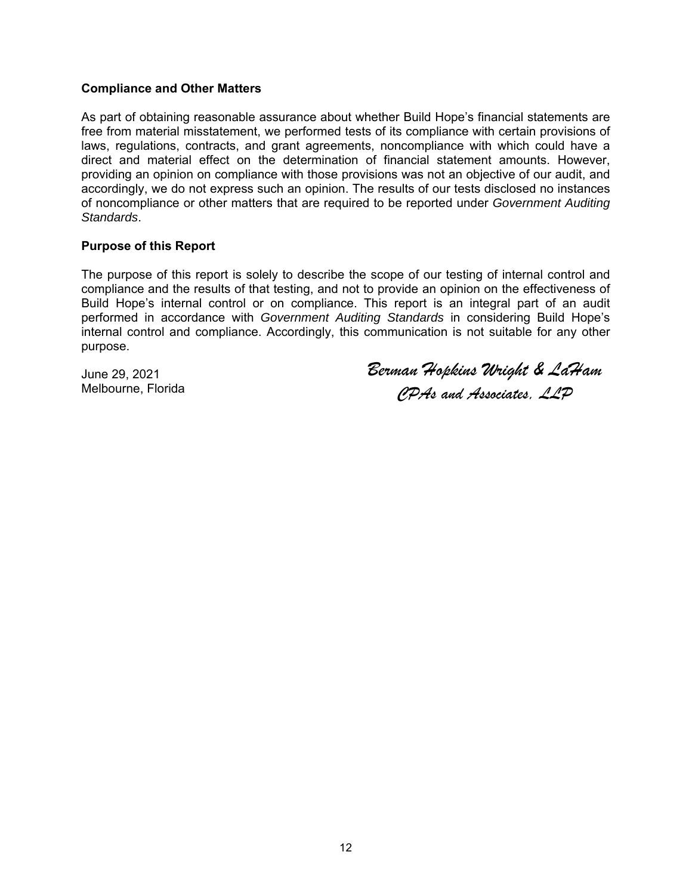**Compliance and Other Matters**

As part of obtaining reasonable assurance about whether Build Hope's financial statements are free from material misstatement, we performed tests of its compliance with certain provisions of laws, regulations, contracts, and grant agreements, noncompliance with which could have a direct and material effect on the determination of financial statement amounts. However, providing an opinion on compliance with those provisions was not an objective of our audit, and accordingly, we do not express such an opinion. The results of our tests disclosed no instances of noncompliance or other matters that are required to be reported under *Government Auditing Standards*.

**Purpose of this Report**

The purpose of this report is solely to describe the scope of our testing of internal control and compliance and the results of that testing, and not to provide an opinion on the effectiveness of Build Hope's internal control or on compliance. This report is an integral part of an audit performed in accordance with *Government Auditing Standards* in considering Build Hope's internal control and compliance. Accordingly, this communication is not suitable for any other purpose.

June 29, 2021
Melbourne, Florida

*Berman Hopkins Wright & LaHam*
*CPAs and Associates, LLP*